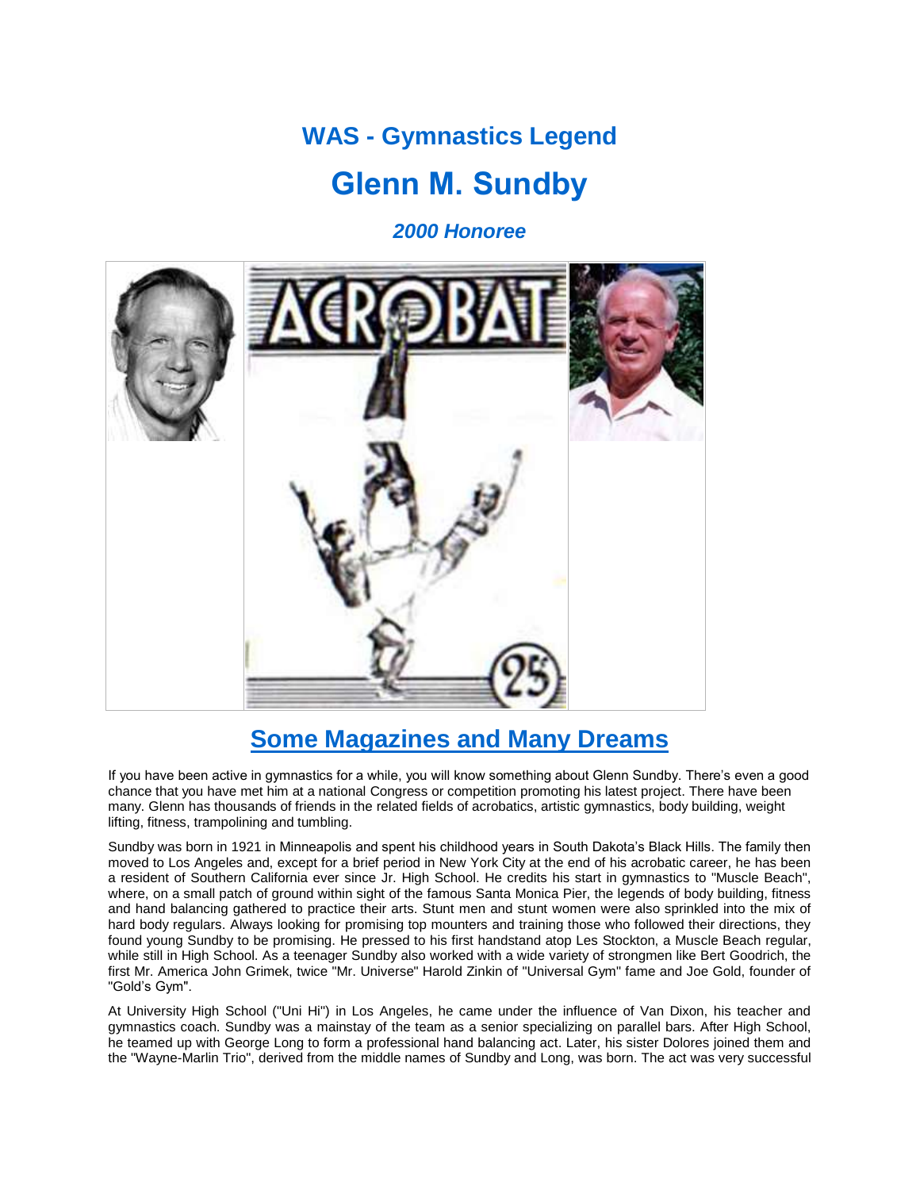# WAS - Gymnastics Legend

# Glenn M. Sundby

***2000 Honoree***

## Some Magazines and Many Dreams

If you have been active in gymnastics for a while, you will know something about Glenn Sundby. There's even a good chance that you have met him at a national Congress or competition promoting his latest project. There have been many. Glenn has thousands of friends in the related fields of acrobatics, artistic gymnastics, body building, weight lifting, fitness, trampolining and tumbling.

Sundby was born in 1921 in Minneapolis and spent his childhood years in South Dakota's Black Hills. The family then moved to Los Angeles and, except for a brief period in New York City at the end of his acrobatic career, he has been a resident of Southern California ever since Jr. High School. He credits his start in gymnastics to "Muscle Beach", where, on a small patch of ground within sight of the famous Santa Monica Pier, the legends of body building, fitness and hand balancing gathered to practice their arts. Stunt men and stunt women were also sprinkled into the mix of hard body regulars. Always looking for promising top mounters and training those who followed their directions, they found young Sundby to be promising. He pressed to his first handstand atop Les Stockton, a Muscle Beach regular, while still in High School. As a teenager Sundby also worked with a wide variety of strongmen like Bert Goodrich, the first Mr. America John Grimek, twice "Mr. Universe" Harold Zinkin of "Universal Gym" fame and Joe Gold, founder of "Gold's Gym".

At University High School ("Uni Hi") in Los Angeles, he came under the influence of Van Dixon, his teacher and gymnastics coach. Sundby was a mainstay of the team as a senior specializing on parallel bars. After High School, he teamed up with George Long to form a professional hand balancing act. Later, his sister Dolores joined them and the "Wayne-Marlin Trio", derived from the middle names of Sundby and Long, was born. The act was very successful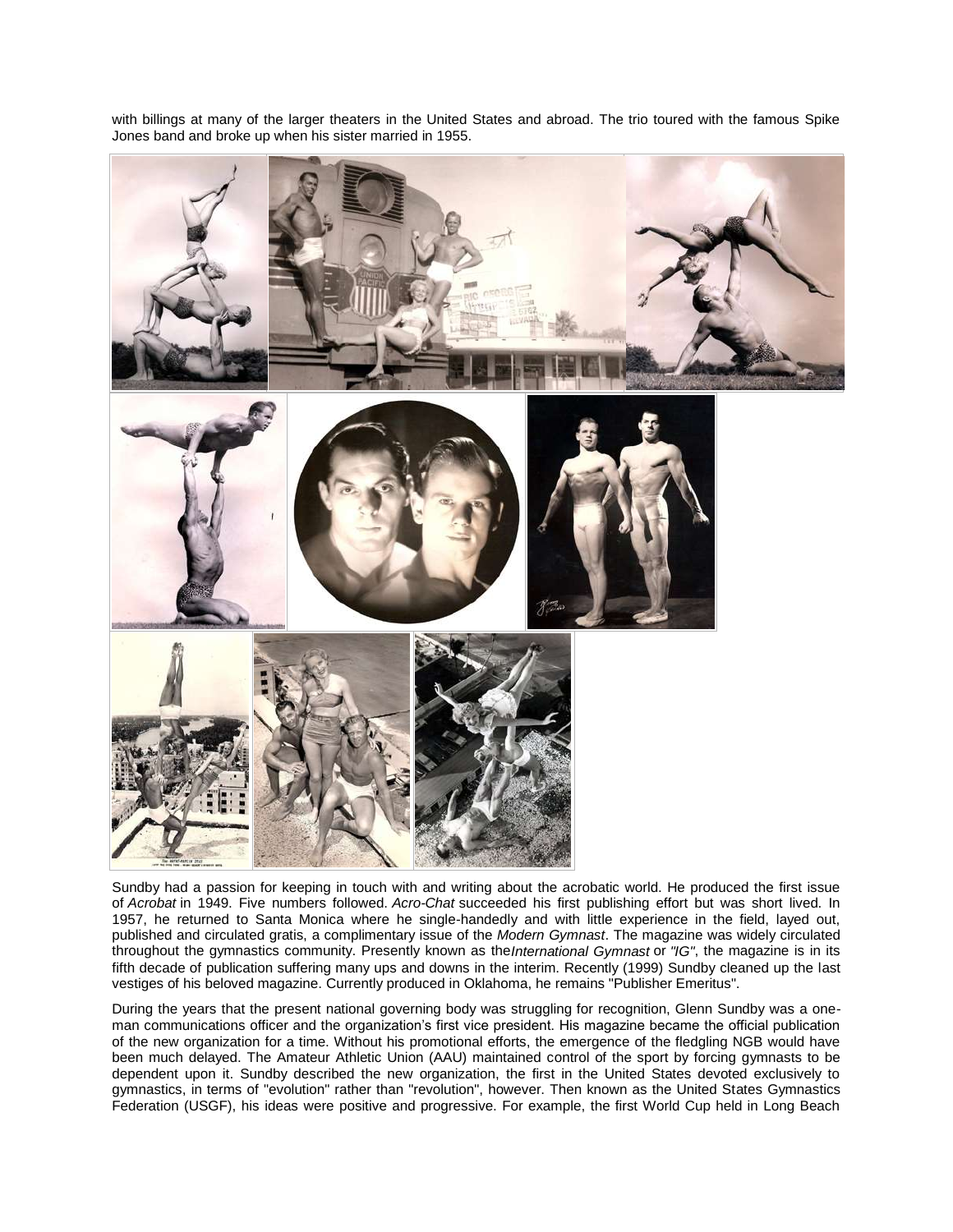with billings at many of the larger theaters in the United States and abroad. The trio toured with the famous Spike Jones band and broke up when his sister married in 1955.

Sundby had a passion for keeping in touch with and writing about the acrobatic world. He produced the first issue of *Acrobat* in 1949. Five numbers followed. *Acro-Chat* succeeded his first publishing effort but was short lived. In 1957, he returned to Santa Monica where he single-handedly and with little experience in the field, layed out, published and circulated gratis, a complimentary issue of the *Modern Gymnast*. The magazine was widely circulated throughout the gymnastics community. Presently known as the*International Gymnast* or *"IG"*, the magazine is in its fifth decade of publication suffering many ups and downs in the interim. Recently (1999) Sundby cleaned up the last vestiges of his beloved magazine. Currently produced in Oklahoma, he remains "Publisher Emeritus".

During the years that the present national governing body was struggling for recognition, Glenn Sundby was a one-man communications officer and the organization's first vice president. His magazine became the official publication of the new organization for a time. Without his promotional efforts, the emergence of the fledgling NGB would have been much delayed. The Amateur Athletic Union (AAU) maintained control of the sport by forcing gymnasts to be dependent upon it. Sundby described the new organization, the first in the United States devoted exclusively to gymnastics, in terms of "evolution" rather than "revolution", however. Then known as the United States Gymnastics Federation (USGF), his ideas were positive and progressive. For example, the first World Cup held in Long Beach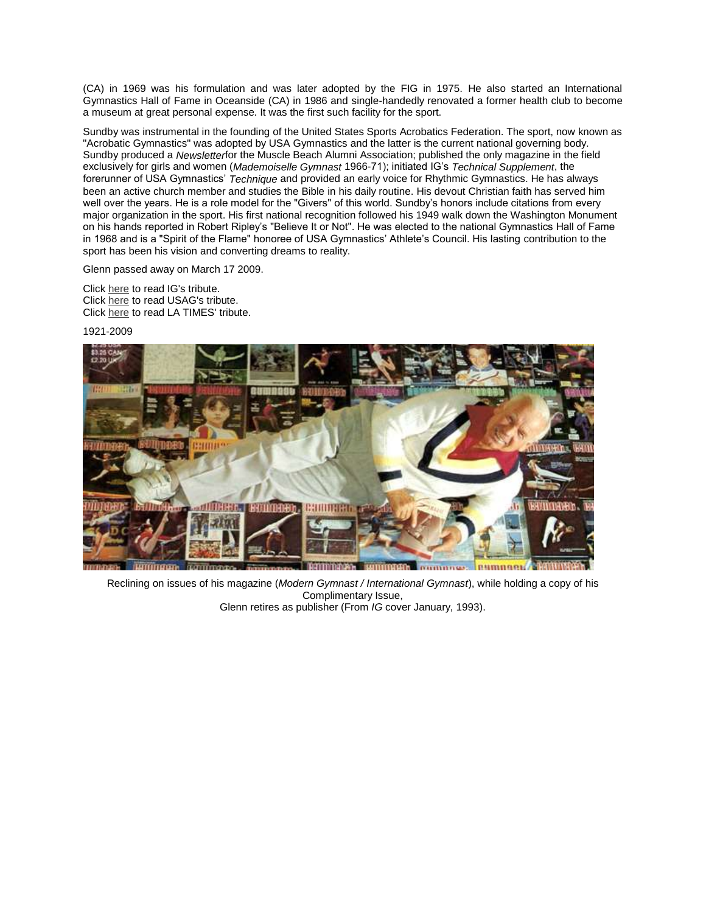(CA) in 1969 was his formulation and was later adopted by the FIG in 1975. He also started an International Gymnastics Hall of Fame in Oceanside (CA) in 1986 and single-handedly renovated a former health club to become a museum at great personal expense. It was the first such facility for the sport.

Sundby was instrumental in the founding of the United States Sports Acrobatics Federation. The sport, now known as "Acrobatic Gymnastics" was adopted by USA Gymnastics and the latter is the current national governing body. Sundby produced a *Newsletter* for the Muscle Beach Alumni Association; published the only magazine in the field exclusively for girls and women (*Mademoiselle Gymnast* 1966-71); initiated IG's *Technical Supplement*, the forerunner of USA Gymnastics' *Technique* and provided an early voice for Rhythmic Gymnastics. He has always been an active church member and studies the Bible in his daily routine. His devout Christian faith has served him well over the years. He is a role model for the "Givers" of this world. Sundby's honors include citations from every major organization in the sport. His first national recognition followed his 1949 walk down the Washington Monument on his hands reported in Robert Ripley's "Believe It or Not". He was elected to the national Gymnastics Hall of Fame in 1968 and is a "Spirit of the Flame" honoree of USA Gymnastics' Athlete's Council. His lasting contribution to the sport has been his vision and converting dreams to reality.

Glenn passed away on March 17 2009.

Click here to read IG's tribute.
Click here to read USAG's tribute.
Click here to read LA TIMES' tribute.

1921-2009

Reclining on issues of his magazine (*Modern Gymnast / International Gymnast*), while holding a copy of his Complimentary Issue,
Glenn retires as publisher (From *IG* cover January, 1993).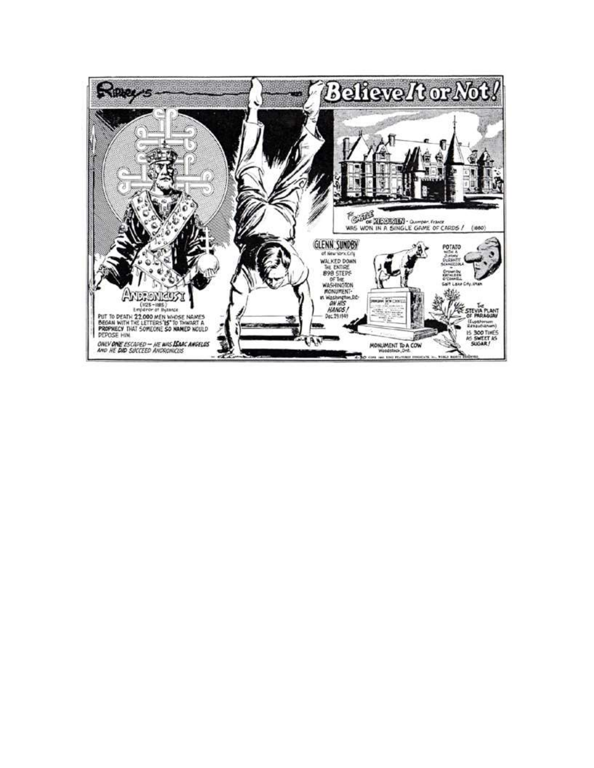# Ripley's Believe It or Not!

**ANDRONICUS I**
(1123–1185)
Emperor of Byzance

PUT TO DEATH 22,000 MEN WHOSE NAMES BEGAN WITH THE LETTERS "IS" TO THWART A **PROPHECY** THAT SOMEONE **SO NAMED** WOULD DEPOSE HIM

*ONLY **ONE** ESCAPED — HE WAS **IS**AAC ANGELUS AND HE **DID** SUCCEED ANDRONICUS*

**GLENN SUNDBY**
of New York City
WALKED DOWN THE ENTIRE 898 STEPS OF THE WASHINGTON MONUMENT — in Washington, D.C. — ***ON HIS HANDS!***
Dec. 29, 1949

**THE CASTLE OF KEROUSIEN** – Quimper, France
WAS WON IN A SINGLE GAME OF CARDS! (1880)

**POTATO** WITH A JIMMY DURANTE SCHNOZZOLA
Grown by KATHLEEN O'CONNELL
Salt Lake City, Utah

**MONUMENT TO A COW**
Woodstock, Ont.

**THE STEVIA PLANT OF PARAGUAY**
(Eupatorium Rebaudianum)
IS **300 TIMES AS SWEET AS SUGAR!**

4-30 COPR. 1961 KING FEATURES SYNDICATE, Inc., WORLD RIGHTS RESERVED.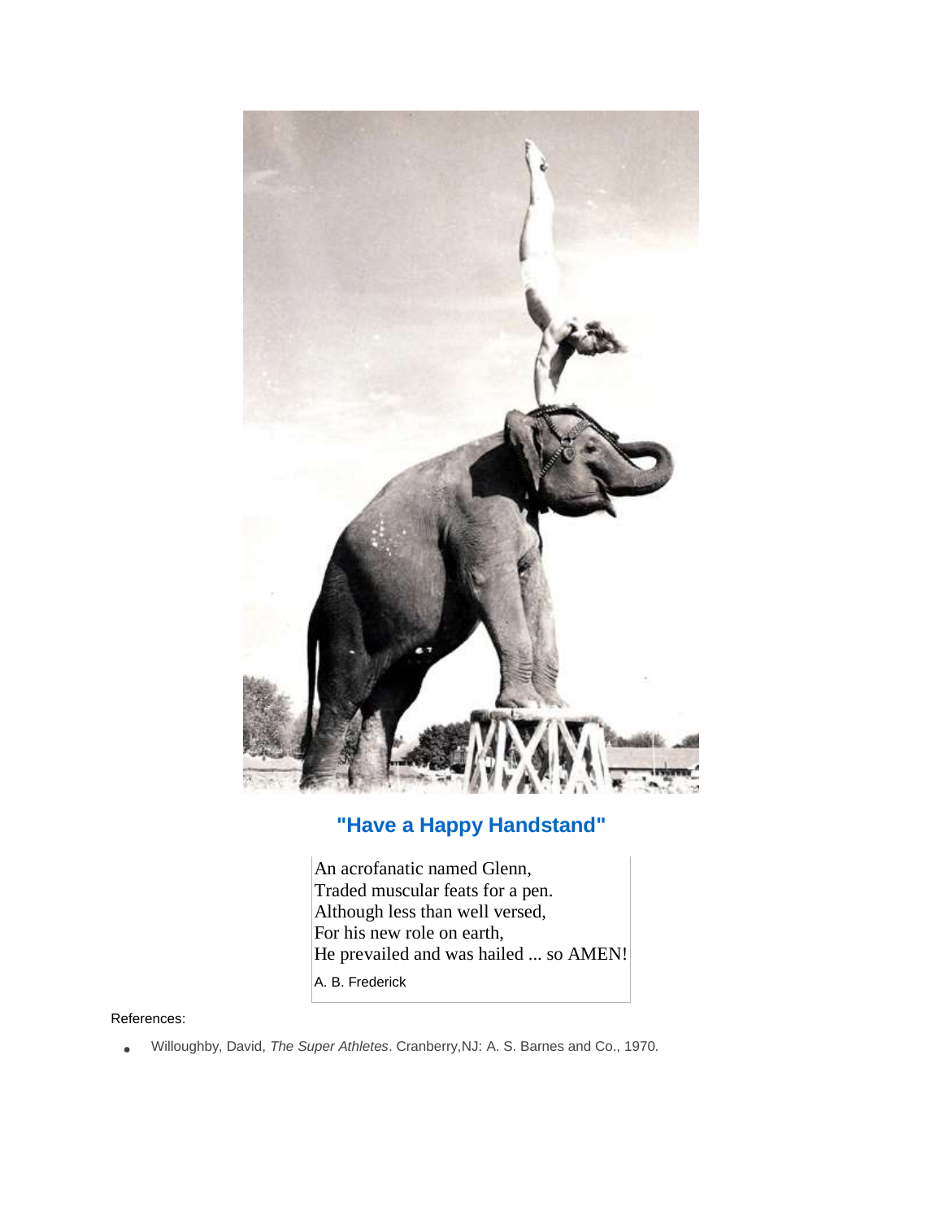## "Have a Happy Handstand"

An acrofanatic named Glenn,
Traded muscular feats for a pen.
Although less than well versed,
For his new role on earth,
He prevailed and was hailed ... so AMEN!

A. B. Frederick

References:

- Willoughby, David, *The Super Athletes*. Cranberry,NJ: A. S. Barnes and Co., 1970.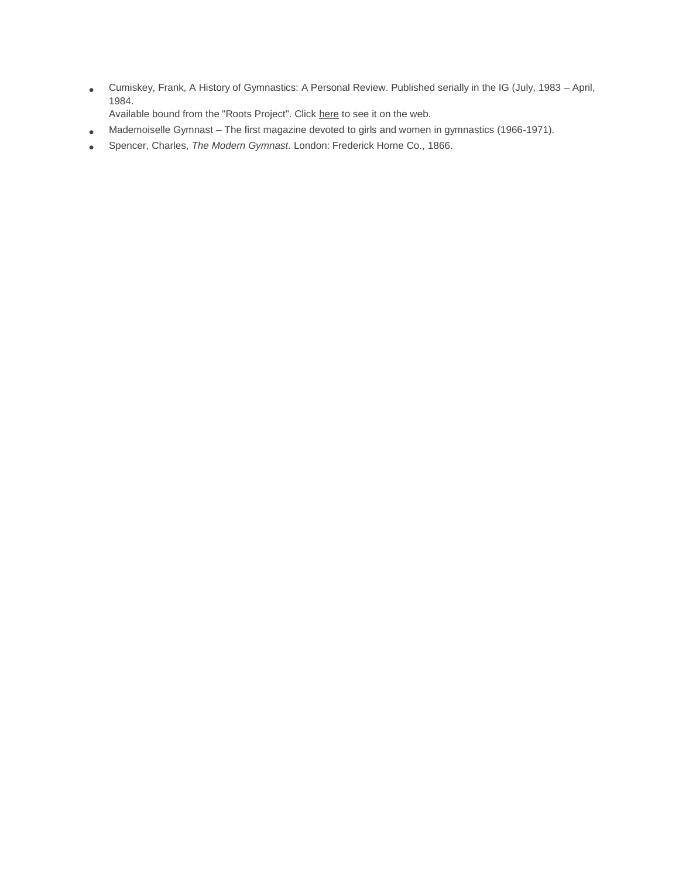- Cumiskey, Frank, A History of Gymnastics: A Personal Review. Published serially in the IG (July, 1983 – April, 1984.
  Available bound from the "Roots Project". Click here to see it on the web.
- Mademoiselle Gymnast – The first magazine devoted to girls and women in gymnastics (1966-1971).
- Spencer, Charles, *The Modern Gymnast*. London: Frederick Horne Co., 1866.